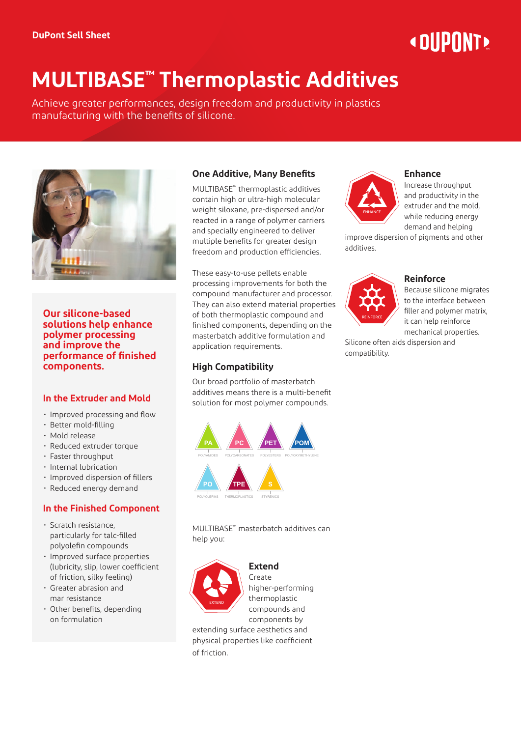DuPont Sell Sheet

# MULTIBASE™ Thermoplastic Additives

Achieve greater performances, design freedom and productivity in plastics manufacturing with the benefits of silicone.

**Our silicone-based solutions help enhance polymer processing and improve the performance of finished components.**

### In the Extruder and Mold

- Improved processing and flow
- Better mold-filling
- Mold release
- Reduced extruder torque
- Faster throughput
- Internal lubrication
- Improved dispersion of fillers
- Reduced energy demand

### In the Finished Component

- Scratch resistance, particularly for talc-filled polyolefin compounds
- Improved surface properties (lubricity, slip, lower coefficient of friction, silky feeling)
- Greater abrasion and mar resistance
- Other benefits, depending on formulation

## One Additive, Many Benefits

MULTIBASE™ thermoplastic additives contain high or ultra-high molecular weight siloxane, pre-dispersed and/or reacted in a range of polymer carriers and specially engineered to deliver multiple benefits for greater design freedom and production efficiencies.

These easy-to-use pellets enable processing improvements for both the compound manufacturer and processor. They can also extend material properties of both thermoplastic compound and finished components, depending on the masterbatch additive formulation and application requirements.

## High Compatibility

Our broad portfolio of masterbatch additives means there is a multi-benefit solution for most polymer compounds.

PA – POLYAMIDES
PC – POLYCARBONATES
PET – POLYESTERS
POM – POLYOXYMETHYLENE
PO – POLYOLEFINS
TPE – THERMOPLASTICS
S – STYRENICS

MULTIBASE™ masterbatch additives can help you:

### Extend

Create higher-performing thermoplastic compounds and components by extending surface aesthetics and physical properties like coefficient of friction.

### Enhance

Increase throughput and productivity in the extruder and the mold, while reducing energy demand and helping improve dispersion of pigments and other additives.

### Reinforce

Because silicone migrates to the interface between filler and polymer matrix, it can help reinforce mechanical properties. Silicone often aids dispersion and compatibility.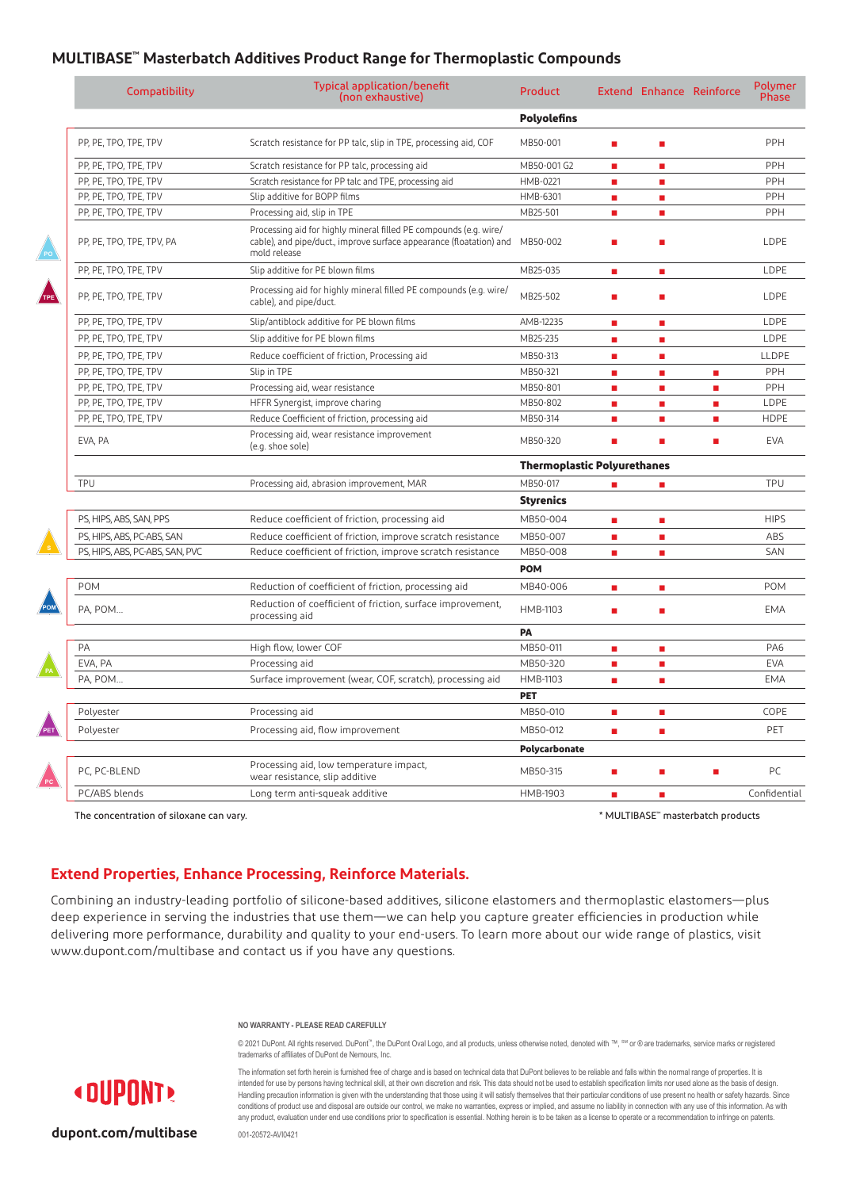## MULTIBASE™ Masterbatch Additives Product Range for Thermoplastic Compounds

| Compatibility | Typical application/benefit (non exhaustive) | Product | Extend | Enhance | Reinforce | Polymer Phase |
|---|---|---|---|---|---|---|
| | | **Polyolefins** | | | | |
| PP, PE, TPO, TPE, TPV | Scratch resistance for PP talc, slip in TPE, processing aid, COF | MB50-001 | ■ | ■ | | PPH |
| PP, PE, TPO, TPE, TPV | Scratch resistance for PP talc, processing aid | MB50-001 G2 | ■ | ■ | | PPH |
| PP, PE, TPO, TPE, TPV | Scratch resistance for PP talc and TPE, processing aid | HMB-0221 | ■ | ■ | | PPH |
| PP, PE, TPO, TPE, TPV | Slip additive for BOPP films | HMB-6301 | ■ | ■ | | PPH |
| PP, PE, TPO, TPE, TPV | Processing aid, slip in TPE | MB25-501 | ■ | ■ | | PPH |
| PP, PE, TPO, TPE, TPV, PA | Processing aid for highly mineral filled PE compounds (e.g. wire/cable), and pipe/duct., improve surface appearance (floatation) and mold release | MB50-002 | ■ | ■ | | LDPE |
| PP, PE, TPO, TPE, TPV | Slip additive for PE blown films | MB25-035 | ■ | ■ | | LDPE |
| PP, PE, TPO, TPE, TPV | Processing aid for highly mineral filled PE compounds (e.g. wire/cable), and pipe/duct. | MB25-502 | ■ | ■ | | LDPE |
| PP, PE, TPO, TPE, TPV | Slip/antiblock additive for PE blown films | AMB-12235 | ■ | ■ | | LDPE |
| PP, PE, TPO, TPE, TPV | Slip additive for PE blown films | MB25-235 | ■ | ■ | | LDPE |
| PP, PE, TPO, TPE, TPV | Reduce coefficient of friction, Processing aid | MB50-313 | ■ | ■ | | LLDPE |
| PP, PE, TPO, TPE, TPV | Slip in TPE | MB50-321 | ■ | ■ | ■ | PPH |
| PP, PE, TPO, TPE, TPV | Processing aid, wear resistance | MB50-801 | ■ | ■ | ■ | PPH |
| PP, PE, TPO, TPE, TPV | HFFR Synergist, improve charing | MB50-802 | ■ | ■ | ■ | LDPE |
| PP, PE, TPO, TPE, TPV | Reduce Coefficient of friction, processing aid | MB50-314 | ■ | ■ | ■ | HDPE |
| EVA, PA | Processing aid, wear resistance improvement (e.g. shoe sole) | MB50-320 | ■ | ■ | ■ | EVA |
| | | **Thermoplastic Polyurethanes** | | | | |
| TPU | Processing aid, abrasion improvement, MAR | MB50-017 | ■ | ■ | | TPU |
| | | **Styrenics** | | | | |
| PS, HIPS, ABS, SAN, PPS | Reduce coefficient of friction, processing aid | MB50-004 | ■ | ■ | | HIPS |
| PS, HIPS, ABS, PC-ABS, SAN | Reduce coefficient of friction, improve scratch resistance | MB50-007 | ■ | ■ | | ABS |
| PS, HIPS, ABS, PC-ABS, SAN, PVC | Reduce coefficient of friction, improve scratch resistance | MB50-008 | ■ | ■ | | SAN |
| | | **POM** | | | | |
| POM | Reduction of coefficient of friction, processing aid | MB40-006 | ■ | ■ | | POM |
| PA, POM... | Reduction of coefficient of friction, surface improvement, processing aid | HMB-1103 | ■ | ■ | | EMA |
| | | **PA** | | | | |
| PA | High flow, lower COF | MB50-011 | ■ | ■ | | PA6 |
| EVA, PA | Processing aid | MB50-320 | ■ | ■ | | EVA |
| PA, POM... | Surface improvement (wear, COF, scratch), processing aid | HMB-1103 | ■ | ■ | | EMA |
| | | **PET** | | | | |
| Polyester | Processing aid | MB50-010 | ■ | ■ | | COPE |
| Polyester | Processing aid, flow improvement | MB50-012 | ■ | ■ | | PET |
| | | **Polycarbonate** | | | | |
| PC, PC-BLEND | Processing aid, low temperature impact, wear resistance, slip additive | MB50-315 | ■ | ■ | ■ | PC |
| PC/ABS blends | Long term anti-squeak additive | HMB-1903 | ■ | ■ | | Confidential |

The concentration of siloxane can vary.

* MULTIBASE™ masterbatch products

## Extend Properties, Enhance Processing, Reinforce Materials.

Combining an industry-leading portfolio of silicone-based additives, silicone elastomers and thermoplastic elastomers—plus deep experience in serving the industries that use them—we can help you capture greater efficiencies in production while delivering more performance, durability and quality to your end-users. To learn more about our wide range of plastics, visit www.dupont.com/multibase and contact us if you have any questions.

**NO WARRANTY - PLEASE READ CAREFULLY**

© 2021 DuPont. All rights reserved. DuPont™, the DuPont Oval Logo, and all products, unless otherwise noted, denoted with ™, ℠ or ® are trademarks, service marks or registered trademarks of affiliates of DuPont de Nemours, Inc.

The information set forth herein is furnished free of charge and is based on technical data that DuPont believes to be reliable and falls within the normal range of properties. It is intended for use by persons having technical skill, at their own discretion and risk. This data should not be used to establish specification limits nor used alone as the basis of design. Handling precaution information is given with the understanding that those using it will satisfy themselves that their particular conditions of use present no health or safety hazards. Since conditions of product use and disposal are outside our control, we make no warranties, express or implied, and assume no liability in connection with any use of this information. As with any product, evaluation under end use conditions prior to specification is essential. Nothing herein is to be taken as a license to operate or a recommendation to infringe on patents.

001-20572-AVI0421

**dupont.com/multibase**